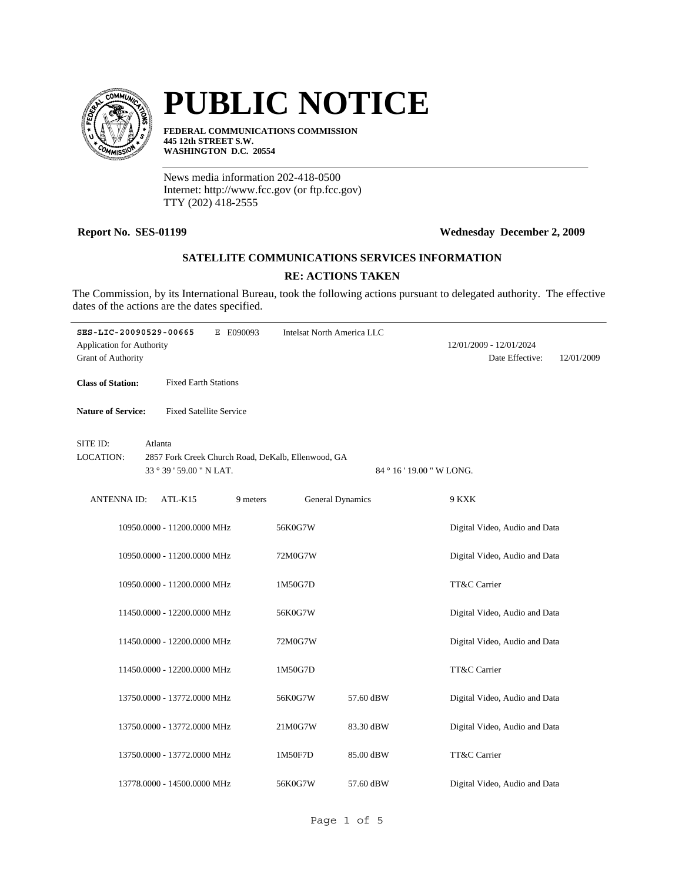# PUBLIC NOTICE

**FEDERAL COMMUNICATIONS COMMISSION**
**445 12th STREET S.W.**
**WASHINGTON D.C. 20554**

News media information 202-418-0500
Internet: http://www.fcc.gov (or ftp.fcc.gov)
TTY (202) 418-2555

**Report No. SES-01199** **Wednesday December 2, 2009**

**SATELLITE COMMUNICATIONS SERVICES INFORMATION**

**RE: ACTIONS TAKEN**

The Commission, by its International Bureau, took the following actions pursuant to delegated authority. The effective dates of the actions are the dates specified.

---

**SES-LIC-20090529-00665** E E090093 Intelsat North America LLC

Application for Authority 12/01/2009 - 12/01/2024

Grant of Authority Date Effective: 12/01/2009

**Class of Station:** Fixed Earth Stations

**Nature of Service:** Fixed Satellite Service

SITE ID: Atlanta

LOCATION: 2857 Fork Creek Church Road, DeKalb, Ellenwood, GA

33 ° 39 ' 59.00 " N LAT. 84 ° 16 ' 19.00 " W LONG.

ANTENNA ID: ATL-K15 9 meters General Dynamics 9 KXK

| Frequency | Emission | Power | Description |
|---|---|---|---|
| 10950.0000 - 11200.0000 MHz | 56K0G7W | | Digital Video, Audio and Data |
| 10950.0000 - 11200.0000 MHz | 72M0G7W | | Digital Video, Audio and Data |
| 10950.0000 - 11200.0000 MHz | 1M50G7D | | TT&C Carrier |
| 11450.0000 - 12200.0000 MHz | 56K0G7W | | Digital Video, Audio and Data |
| 11450.0000 - 12200.0000 MHz | 72M0G7W | | Digital Video, Audio and Data |
| 11450.0000 - 12200.0000 MHz | 1M50G7D | | TT&C Carrier |
| 13750.0000 - 13772.0000 MHz | 56K0G7W | 57.60 dBW | Digital Video, Audio and Data |
| 13750.0000 - 13772.0000 MHz | 21M0G7W | 83.30 dBW | Digital Video, Audio and Data |
| 13750.0000 - 13772.0000 MHz | 1M50F7D | 85.00 dBW | TT&C Carrier |
| 13778.0000 - 14500.0000 MHz | 56K0G7W | 57.60 dBW | Digital Video, Audio and Data |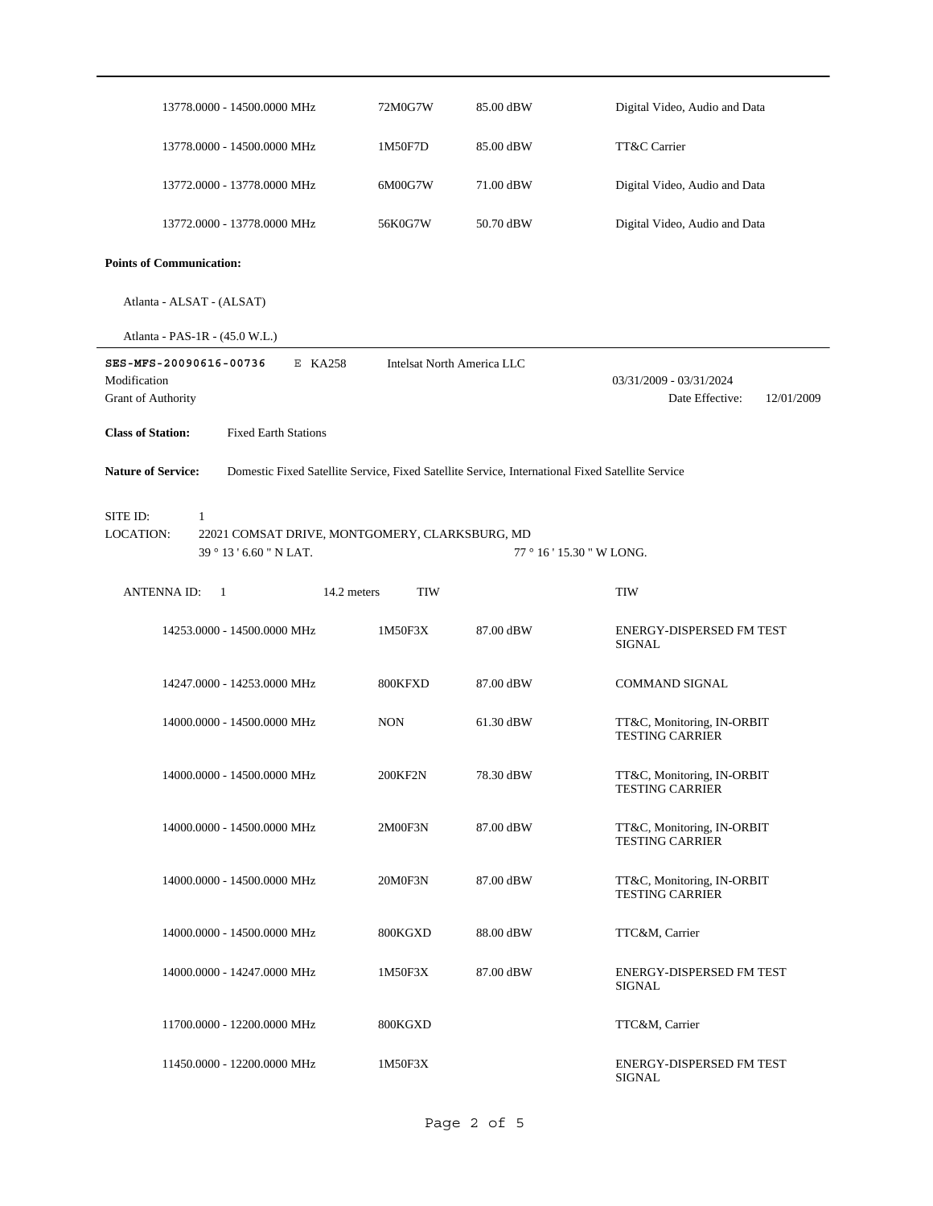| | | | |
|---|---|---|---|
| 13778.0000 - 14500.0000 MHz | 72M0G7W | 85.00 dBW | Digital Video, Audio and Data |
| 13778.0000 - 14500.0000 MHz | 1M50F7D | 85.00 dBW | TT&C Carrier |
| 13772.0000 - 13778.0000 MHz | 6M00G7W | 71.00 dBW | Digital Video, Audio and Data |
| 13772.0000 - 13778.0000 MHz | 56K0G7W | 50.70 dBW | Digital Video, Audio and Data |

**Points of Communication:**

Atlanta - ALSAT - (ALSAT)

Atlanta - PAS-1R - (45.0 W.L.)

---

**SES-MFS-20090616-00736** E KA258 Intelsat North America LLC

Modification 03/31/2009 - 03/31/2024

Grant of Authority Date Effective: 12/01/2009

**Class of Station:** Fixed Earth Stations

**Nature of Service:** Domestic Fixed Satellite Service, Fixed Satellite Service, International Fixed Satellite Service

SITE ID: 1

LOCATION: 22021 COMSAT DRIVE, MONTGOMERY, CLARKSBURG, MD

39 ° 13 ' 6.60 " N LAT. 77 ° 16 ' 15.30 " W LONG.

ANTENNA ID: 1 14.2 meters TIW TIW

| | | | |
|---|---|---|---|
| 14253.0000 - 14500.0000 MHz | 1M50F3X | 87.00 dBW | ENERGY-DISPERSED FM TEST SIGNAL |
| 14247.0000 - 14253.0000 MHz | 800KFXD | 87.00 dBW | COMMAND SIGNAL |
| 14000.0000 - 14500.0000 MHz | NON | 61.30 dBW | TT&C, Monitoring, IN-ORBIT TESTING CARRIER |
| 14000.0000 - 14500.0000 MHz | 200KF2N | 78.30 dBW | TT&C, Monitoring, IN-ORBIT TESTING CARRIER |
| 14000.0000 - 14500.0000 MHz | 2M00F3N | 87.00 dBW | TT&C, Monitoring, IN-ORBIT TESTING CARRIER |
| 14000.0000 - 14500.0000 MHz | 20M0F3N | 87.00 dBW | TT&C, Monitoring, IN-ORBIT TESTING CARRIER |
| 14000.0000 - 14500.0000 MHz | 800KGXD | 88.00 dBW | TTC&M, Carrier |
| 14000.0000 - 14247.0000 MHz | 1M50F3X | 87.00 dBW | ENERGY-DISPERSED FM TEST SIGNAL |
| 11700.0000 - 12200.0000 MHz | 800KGXD | | TTC&M, Carrier |
| 11450.0000 - 12200.0000 MHz | 1M50F3X | | ENERGY-DISPERSED FM TEST SIGNAL |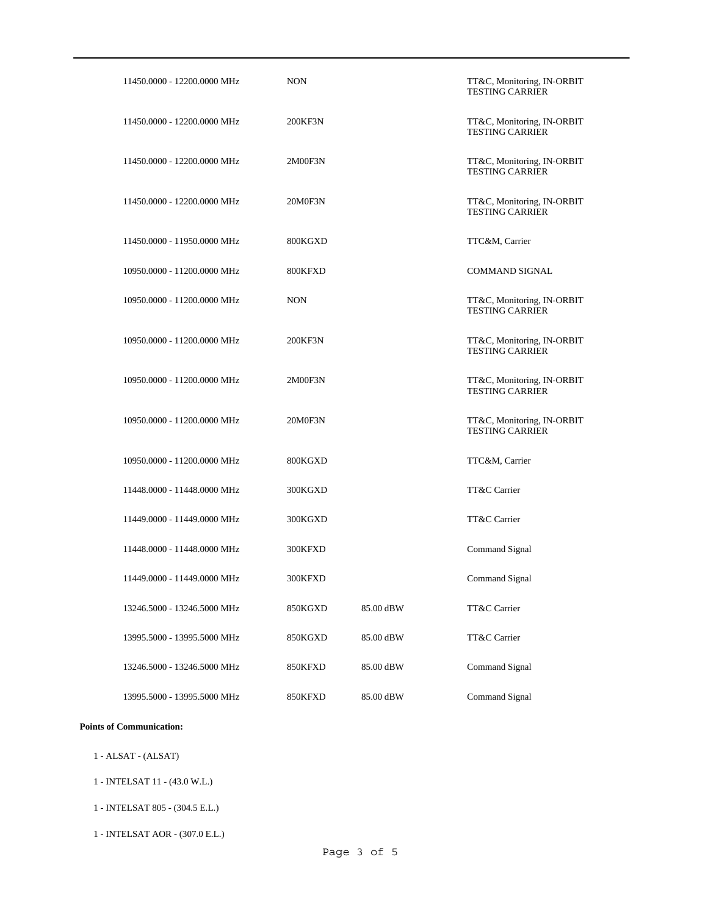| | | | |
|---|---|---|---|
| 11450.0000 - 12200.0000 MHz | NON | | TT&C, Monitoring, IN-ORBIT TESTING CARRIER |
| 11450.0000 - 12200.0000 MHz | 200KF3N | | TT&C, Monitoring, IN-ORBIT TESTING CARRIER |
| 11450.0000 - 12200.0000 MHz | 2M00F3N | | TT&C, Monitoring, IN-ORBIT TESTING CARRIER |
| 11450.0000 - 12200.0000 MHz | 20M0F3N | | TT&C, Monitoring, IN-ORBIT TESTING CARRIER |
| 11450.0000 - 11950.0000 MHz | 800KGXD | | TTC&M, Carrier |
| 10950.0000 - 11200.0000 MHz | 800KFXD | | COMMAND SIGNAL |
| 10950.0000 - 11200.0000 MHz | NON | | TT&C, Monitoring, IN-ORBIT TESTING CARRIER |
| 10950.0000 - 11200.0000 MHz | 200KF3N | | TT&C, Monitoring, IN-ORBIT TESTING CARRIER |
| 10950.0000 - 11200.0000 MHz | 2M00F3N | | TT&C, Monitoring, IN-ORBIT TESTING CARRIER |
| 10950.0000 - 11200.0000 MHz | 20M0F3N | | TT&C, Monitoring, IN-ORBIT TESTING CARRIER |
| 10950.0000 - 11200.0000 MHz | 800KGXD | | TTC&M, Carrier |
| 11448.0000 - 11448.0000 MHz | 300KGXD | | TT&C Carrier |
| 11449.0000 - 11449.0000 MHz | 300KGXD | | TT&C Carrier |
| 11448.0000 - 11448.0000 MHz | 300KFXD | | Command Signal |
| 11449.0000 - 11449.0000 MHz | 300KFXD | | Command Signal |
| 13246.5000 - 13246.5000 MHz | 850KGXD | 85.00 dBW | TT&C Carrier |
| 13995.5000 - 13995.5000 MHz | 850KGXD | 85.00 dBW | TT&C Carrier |
| 13246.5000 - 13246.5000 MHz | 850KFXD | 85.00 dBW | Command Signal |
| 13995.5000 - 13995.5000 MHz | 850KFXD | 85.00 dBW | Command Signal |

**Points of Communication:**

1 - ALSAT - (ALSAT)

1 - INTELSAT 11 - (43.0 W.L.)

1 - INTELSAT 805 - (304.5 E.L.)

1 - INTELSAT AOR - (307.0 E.L.)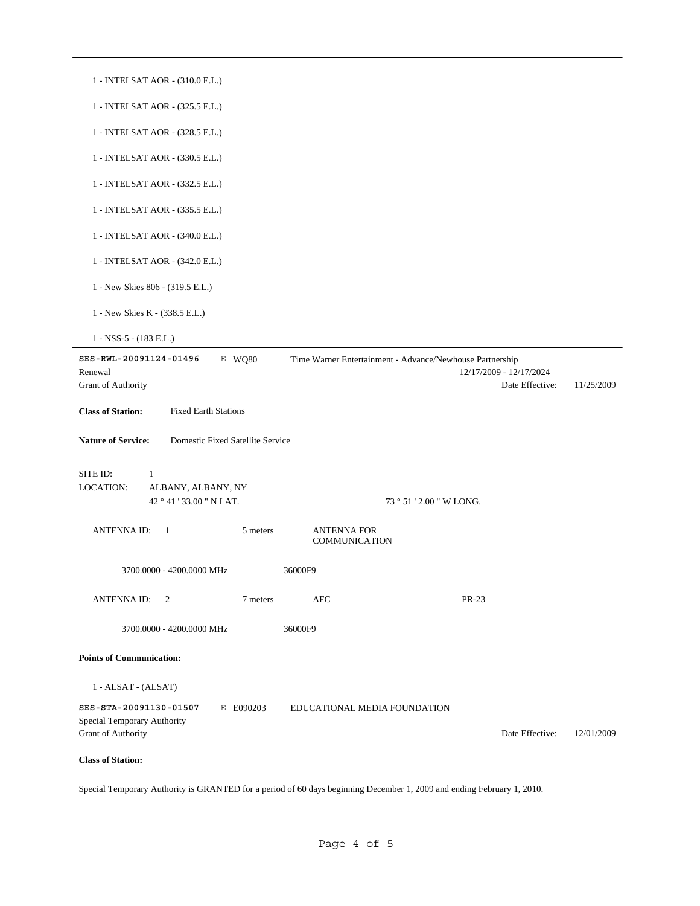1 - INTELSAT AOR - (310.0 E.L.)

1 - INTELSAT AOR - (325.5 E.L.)

1 - INTELSAT AOR - (328.5 E.L.)

1 - INTELSAT AOR - (330.5 E.L.)

1 - INTELSAT AOR - (332.5 E.L.)

1 - INTELSAT AOR - (335.5 E.L.)

1 - INTELSAT AOR - (340.0 E.L.)

1 - INTELSAT AOR - (342.0 E.L.)

1 - New Skies 806 - (319.5 E.L.)

1 - New Skies K - (338.5 E.L.)

1 - NSS-5 - (183 E.L.)

---

**SES-RWL-20091124-01496** E WQ80 Time Warner Entertainment - Advance/Newhouse Partnership

Renewal 12/17/2009 - 12/17/2024

Grant of Authority Date Effective: 11/25/2009

**Class of Station:** Fixed Earth Stations

**Nature of Service:** Domestic Fixed Satellite Service

SITE ID: 1

LOCATION: ALBANY, ALBANY, NY

42 ° 41 ' 33.00 " N LAT. 73 ° 51 ' 2.00 " W LONG.

ANTENNA ID: 1 5 meters ANTENNA FOR COMMUNICATION

3700.0000 - 4200.0000 MHz 36000F9

ANTENNA ID: 2 7 meters AFC PR-23

3700.0000 - 4200.0000 MHz 36000F9

**Points of Communication:**

1 - ALSAT - (ALSAT)

---

**SES-STA-20091130-01507** E E090203 EDUCATIONAL MEDIA FOUNDATION

Special Temporary Authority

Grant of Authority Date Effective: 12/01/2009

**Class of Station:**

Special Temporary Authority is GRANTED for a period of 60 days beginning December 1, 2009 and ending February 1, 2010.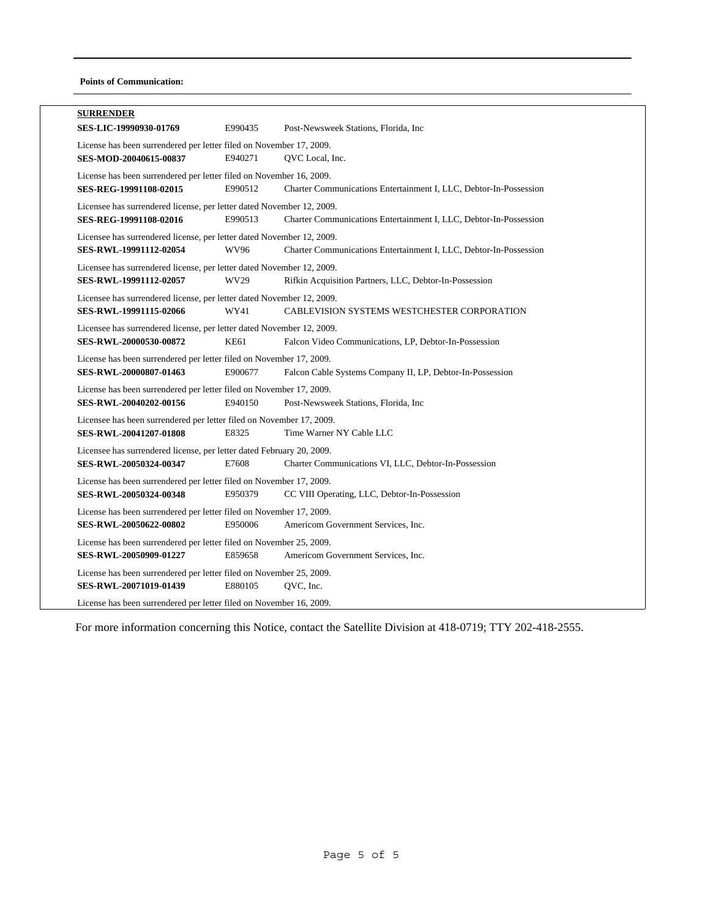**Points of Communication:**

**SURRENDER**

**SES-LIC-19990930-01769** E990435 Post-Newsweek Stations, Florida, Inc

License has been surrendered per letter filed on November 17, 2009.

**SES-MOD-20040615-00837** E940271 QVC Local, Inc.

License has been surrendered per letter filed on November 16, 2009.

**SES-REG-19991108-02015** E990512 Charter Communications Entertainment I, LLC, Debtor-In-Possession

Licensee has surrendered license, per letter dated November 12, 2009.

**SES-REG-19991108-02016** E990513 Charter Communications Entertainment I, LLC, Debtor-In-Possession

Licensee has surrendered license, per letter dated November 12, 2009.

**SES-RWL-19991112-02054** WV96 Charter Communications Entertainment I, LLC, Debtor-In-Possession

Licensee has surrendered license, per letter dated November 12, 2009.

**SES-RWL-19991112-02057** WV29 Rifkin Acquisition Partners, LLC, Debtor-In-Possession

Licensee has surrendered license, per letter dated November 12, 2009.

**SES-RWL-19991115-02066** WY41 CABLEVISION SYSTEMS WESTCHESTER CORPORATION

Licensee has surrendered license, per letter dated November 12, 2009.

**SES-RWL-20000530-00872** KE61 Falcon Video Communications, LP, Debtor-In-Possession

License has been surrendered per letter filed on November 17, 2009.

**SES-RWL-20000807-01463** E900677 Falcon Cable Systems Company II, LP, Debtor-In-Possession

License has been surrendered per letter filed on November 17, 2009.

**SES-RWL-20040202-00156** E940150 Post-Newsweek Stations, Florida, Inc

Licensee has been surrendered per letter filed on November 17, 2009.

**SES-RWL-20041207-01808** E8325 Time Warner NY Cable LLC

Licensee has surrendered license, per letter dated February 20, 2009.

**SES-RWL-20050324-00347** E7608 Charter Communications VI, LLC, Debtor-In-Possession

License has been surrendered per letter filed on November 17, 2009.

**SES-RWL-20050324-00348** E950379 CC VIII Operating, LLC, Debtor-In-Possession

License has been surrendered per letter filed on November 17, 2009.

**SES-RWL-20050622-00802** E950006 Americom Government Services, Inc.

License has been surrendered per letter filed on November 25, 2009.

**SES-RWL-20050909-01227** E859658 Americom Government Services, Inc.

License has been surrendered per letter filed on November 25, 2009.

**SES-RWL-20071019-01439** E880105 QVC, Inc.

License has been surrendered per letter filed on November 16, 2009.

For more information concerning this Notice, contact the Satellite Division at 418-0719; TTY 202-418-2555.